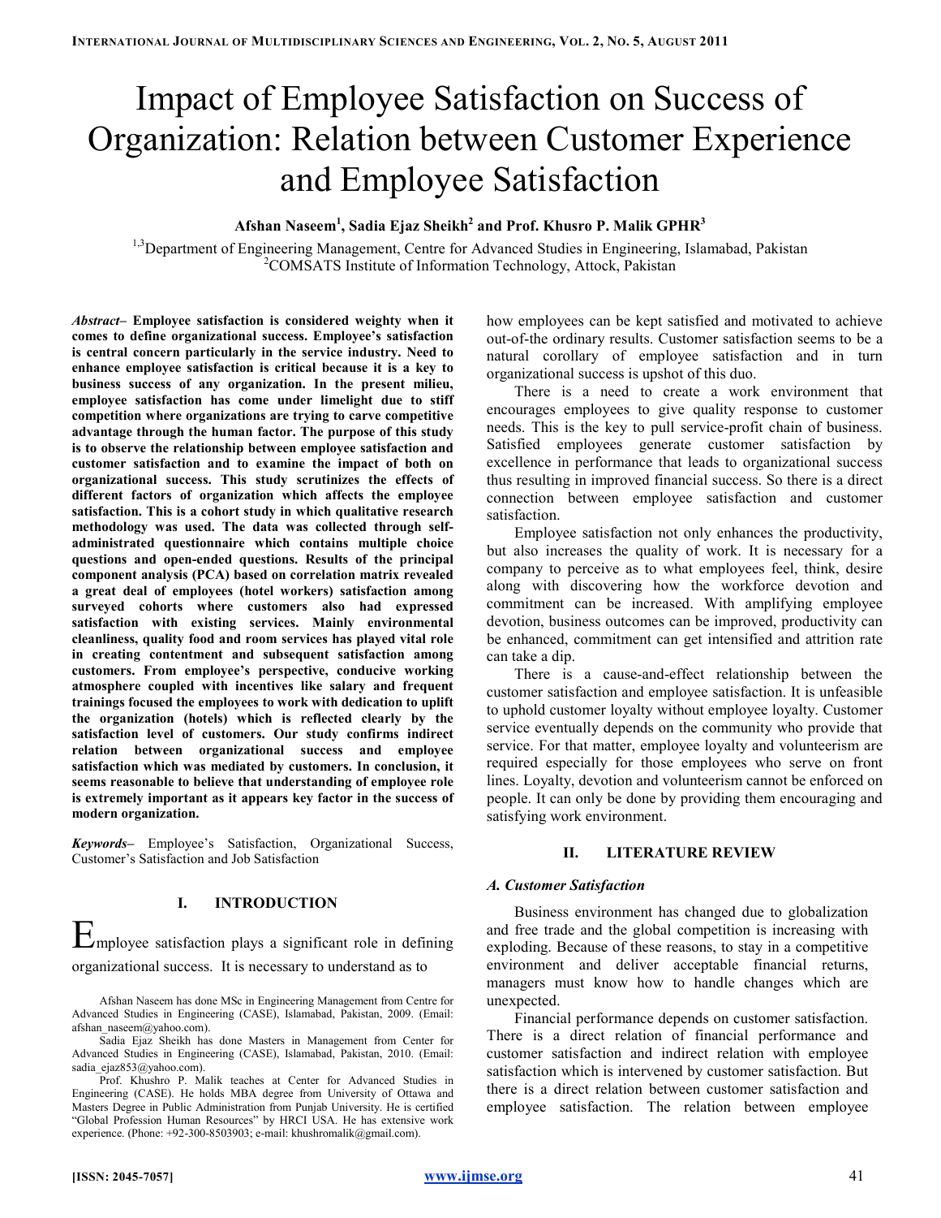# Impact of Employee Satisfaction on Success of Organization: Relation between Customer Experience and Employee Satisfaction

**Afshan Naseem[1], Sadia Ejaz Sheikh[2] and Prof. Khusro P. Malik GPHR[3]**

[1,3]Department of Engineering Management, Centre for Advanced Studies in Engineering, Islamabad, Pakistan
[2]COMSATS Institute of Information Technology, Attock, Pakistan

***Abstract*– Employee satisfaction is considered weighty when it comes to define organizational success. Employee's satisfaction is central concern particularly in the service industry. Need to enhance employee satisfaction is critical because it is a key to business success of any organization. In the present milieu, employee satisfaction has come under limelight due to stiff competition where organizations are trying to carve competitive advantage through the human factor. The purpose of this study is to observe the relationship between employee satisfaction and customer satisfaction and to examine the impact of both on organizational success. This study scrutinizes the effects of different factors of organization which affects the employee satisfaction. This is a cohort study in which qualitative research methodology was used. The data was collected through self-administrated questionnaire which contains multiple choice questions and open-ended questions. Results of the principal component analysis (PCA) based on correlation matrix revealed a great deal of employees (hotel workers) satisfaction among surveyed cohorts where customers also had expressed satisfaction with existing services. Mainly environmental cleanliness, quality food and room services has played vital role in creating contentment and subsequent satisfaction among customers. From employee's perspective, conducive working atmosphere coupled with incentives like salary and frequent trainings focused the employees to work with dedication to uplift the organization (hotels) which is reflected clearly by the satisfaction level of customers. Our study confirms indirect relation between organizational success and employee satisfaction which was mediated by customers. In conclusion, it seems reasonable to believe that understanding of employee role is extremely important as it appears key factor in the success of modern organization.**

***Keywords*–** Employee's Satisfaction, Organizational Success, Customer's Satisfaction and Job Satisfaction

## I. INTRODUCTION

Employee satisfaction plays a significant role in defining organizational success. It is necessary to understand as to how employees can be kept satisfied and motivated to achieve out-of-the ordinary results. Customer satisfaction seems to be a natural corollary of employee satisfaction and in turn organizational success is upshot of this duo.

There is a need to create a work environment that encourages employees to give quality response to customer needs. This is the key to pull service-profit chain of business. Satisfied employees generate customer satisfaction by excellence in performance that leads to organizational success thus resulting in improved financial success. So there is a direct connection between employee satisfaction and customer satisfaction.

Employee satisfaction not only enhances the productivity, but also increases the quality of work. It is necessary for a company to perceive as to what employees feel, think, desire along with discovering how the workforce devotion and commitment can be increased. With amplifying employee devotion, business outcomes can be improved, productivity can be enhanced, commitment can get intensified and attrition rate can take a dip.

There is a cause-and-effect relationship between the customer satisfaction and employee satisfaction. It is unfeasible to uphold customer loyalty without employee loyalty. Customer service eventually depends on the community who provide that service. For that matter, employee loyalty and volunteerism are required especially for those employees who serve on front lines. Loyalty, devotion and volunteerism cannot be enforced on people. It can only be done by providing them encouraging and satisfying work environment.

## II. LITERATURE REVIEW

### *A. Customer Satisfaction*

Business environment has changed due to globalization and free trade and the global competition is increasing with exploding. Because of these reasons, to stay in a competitive environment and deliver acceptable financial returns, managers must know how to handle changes which are unexpected.

Financial performance depends on customer satisfaction. There is a direct relation of financial performance and customer satisfaction and indirect relation with employee satisfaction which is intervened by customer satisfaction. But there is a direct relation between customer satisfaction and employee satisfaction. The relation between employee

---

Afshan Naseem has done MSc in Engineering Management from Centre for Advanced Studies in Engineering (CASE), Islamabad, Pakistan, 2009. (Email: afshan_naseem@yahoo.com).

Sadia Ejaz Sheikh has done Masters in Management from Center for Advanced Studies in Engineering (CASE), Islamabad, Pakistan, 2010. (Email: sadia_ejaz853@yahoo.com).

Prof. Khushro P. Malik teaches at Center for Advanced Studies in Engineering (CASE). He holds MBA degree from University of Ottawa and Masters Degree in Public Administration from Punjab University. He is certified "Global Profession Human Resources" by HRCI USA. He has extensive work experience. (Phone: +92-300-8503903; e-mail: khushromalik@gmail.com).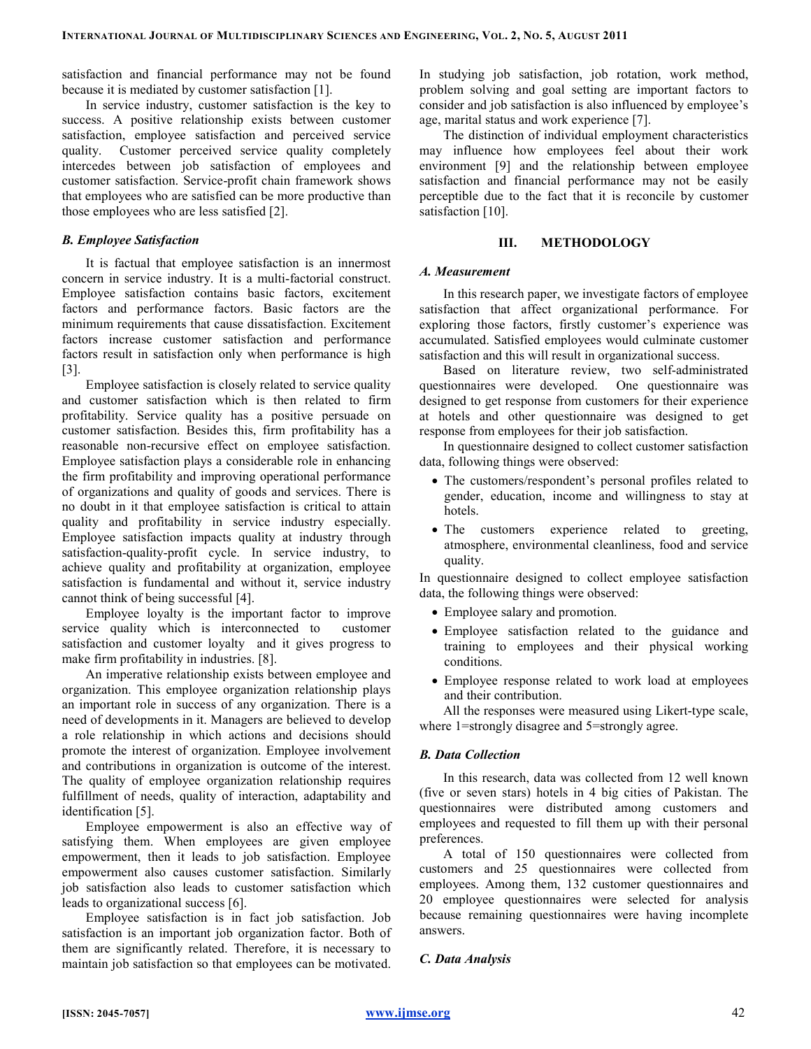satisfaction and financial performance may not be found because it is mediated by customer satisfaction [1].

In service industry, customer satisfaction is the key to success. A positive relationship exists between customer satisfaction, employee satisfaction and perceived service quality. Customer perceived service quality completely intercedes between job satisfaction of employees and customer satisfaction. Service-profit chain framework shows that employees who are satisfied can be more productive than those employees who are less satisfied [2].

### *B. Employee Satisfaction*

It is factual that employee satisfaction is an innermost concern in service industry. It is a multi-factorial construct. Employee satisfaction contains basic factors, excitement factors and performance factors. Basic factors are the minimum requirements that cause dissatisfaction. Excitement factors increase customer satisfaction and performance factors result in satisfaction only when performance is high [3].

Employee satisfaction is closely related to service quality and customer satisfaction which is then related to firm profitability. Service quality has a positive persuade on customer satisfaction. Besides this, firm profitability has a reasonable non-recursive effect on employee satisfaction. Employee satisfaction plays a considerable role in enhancing the firm profitability and improving operational performance of organizations and quality of goods and services. There is no doubt in it that employee satisfaction is critical to attain quality and profitability in service industry especially. Employee satisfaction impacts quality at industry through satisfaction-quality-profit cycle. In service industry, to achieve quality and profitability at organization, employee satisfaction is fundamental and without it, service industry cannot think of being successful [4].

Employee loyalty is the important factor to improve service quality which is interconnected to customer satisfaction and customer loyalty and it gives progress to make firm profitability in industries. [8].

An imperative relationship exists between employee and organization. This employee organization relationship plays an important role in success of any organization. There is a need of developments in it. Managers are believed to develop a role relationship in which actions and decisions should promote the interest of organization. Employee involvement and contributions in organization is outcome of the interest. The quality of employee organization relationship requires fulfillment of needs, quality of interaction, adaptability and identification [5].

Employee empowerment is also an effective way of satisfying them. When employees are given employee empowerment, then it leads to job satisfaction. Employee empowerment also causes customer satisfaction. Similarly job satisfaction also leads to customer satisfaction which leads to organizational success [6].

Employee satisfaction is in fact job satisfaction. Job satisfaction is an important job organization factor. Both of them are significantly related. Therefore, it is necessary to maintain job satisfaction so that employees can be motivated. In studying job satisfaction, job rotation, work method, problem solving and goal setting are important factors to consider and job satisfaction is also influenced by employee's age, marital status and work experience [7].

The distinction of individual employment characteristics may influence how employees feel about their work environment [9] and the relationship between employee satisfaction and financial performance may not be easily perceptible due to the fact that it is reconcile by customer satisfaction [10].

## III. METHODOLOGY

### *A. Measurement*

In this research paper, we investigate factors of employee satisfaction that affect organizational performance. For exploring those factors, firstly customer's experience was accumulated. Satisfied employees would culminate customer satisfaction and this will result in organizational success.

Based on literature review, two self-administrated questionnaires were developed. One questionnaire was designed to get response from customers for their experience at hotels and other questionnaire was designed to get response from employees for their job satisfaction.

In questionnaire designed to collect customer satisfaction data, following things were observed:

- The customers/respondent's personal profiles related to gender, education, income and willingness to stay at hotels.
- The customers experience related to greeting, atmosphere, environmental cleanliness, food and service quality.

In questionnaire designed to collect employee satisfaction data, the following things were observed:

- Employee salary and promotion.
- Employee satisfaction related to the guidance and training to employees and their physical working conditions.
- Employee response related to work load at employees and their contribution.

All the responses were measured using Likert-type scale, where 1=strongly disagree and 5=strongly agree.

### *B. Data Collection*

In this research, data was collected from 12 well known (five or seven stars) hotels in 4 big cities of Pakistan. The questionnaires were distributed among customers and employees and requested to fill them up with their personal preferences.

A total of 150 questionnaires were collected from customers and 25 questionnaires were collected from employees. Among them, 132 customer questionnaires and 20 employee questionnaires were selected for analysis because remaining questionnaires were having incomplete answers.

### *C. Data Analysis*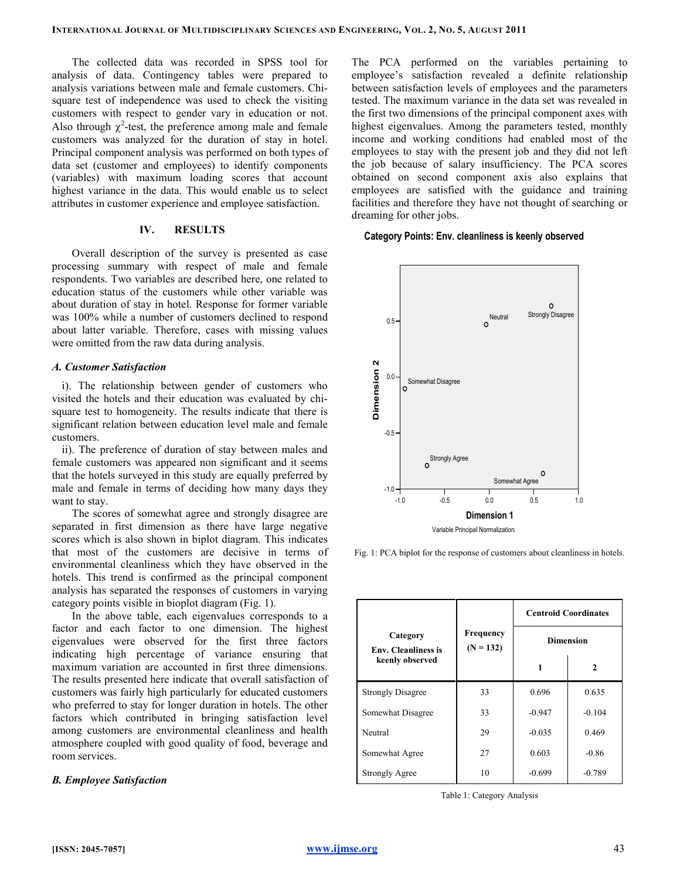The collected data was recorded in SPSS tool for analysis of data. Contingency tables were prepared to analysis variations between male and female customers. Chi-square test of independence was used to check the visiting customers with respect to gender vary in education or not. Also through $\chi^2$-test, the preference among male and female customers was analyzed for the duration of stay in hotel. Principal component analysis was performed on both types of data set (customer and employees) to identify components (variables) with maximum loading scores that account highest variance in the data. This would enable us to select attributes in customer experience and employee satisfaction.

## IV. RESULTS

Overall description of the survey is presented as case processing summary with respect of male and female respondents. Two variables are described here, one related to education status of the customers while other variable was about duration of stay in hotel. Response for former variable was 100% while a number of customers declined to respond about latter variable. Therefore, cases with missing values were omitted from the raw data during analysis.

### *A. Customer Satisfaction*

i). The relationship between gender of customers who visited the hotels and their education was evaluated by chi-square test to homogeneity. The results indicate that there is significant relation between education level male and female customers.

ii). The preference of duration of stay between males and female customers was appeared non significant and it seems that the hotels surveyed in this study are equally preferred by male and female in terms of deciding how many days they want to stay.

The scores of somewhat agree and strongly disagree are separated in first dimension as there have large negative scores which is also shown in biplot diagram. This indicates that most of the customers are decisive in terms of environmental cleanliness which they have observed in the hotels. This trend is confirmed as the principal component analysis has separated the responses of customers in varying category points visible in bioplot diagram (Fig. 1).

In the above table, each eigenvalues corresponds to a factor and each factor to one dimension. The highest eigenvalues were observed for the first three factors indicating high percentage of variance ensuring that maximum variation are accounted in first three dimensions. The results presented here indicate that overall satisfaction of customers was fairly high particularly for educated customers who preferred to stay for longer duration in hotels. The other factors which contributed in bringing satisfaction level among customers are environmental cleanliness and health atmosphere coupled with good quality of food, beverage and room services.

### *B. Employee Satisfaction*

The PCA performed on the variables pertaining to employee's satisfaction revealed a definite relationship between satisfaction levels of employees and the parameters tested. The maximum variance in the data set was revealed in the first two dimensions of the principal component axes with highest eigenvalues. Among the parameters tested, monthly income and working conditions had enabled most of the employees to stay with the present job and they did not left the job because of salary insufficiency. The PCA scores obtained on second component axis also explains that employees are satisfied with the guidance and training facilities and therefore they have not thought of searching or dreaming for other jobs.

Fig. 1: PCA biplot for the response of customers about cleanliness in hotels.

| Category Env. Cleanliness is keenly observed | Frequency (N = 132) | Centroid Coordinates | |
|---|---|---|---|
| | | Dimension | |
| | | 1 | 2 |
| Strongly Disagree | 33 | 0.696 | 0.635 |
| Somewhat Disagree | 33 | -0.947 | -0.104 |
| Neutral | 29 | -0.035 | 0.469 |
| Somewhat Agree | 27 | 0.603 | -0.86 |
| Strongly Agree | 10 | -0.699 | -0.789 |

Table 1: Category Analysis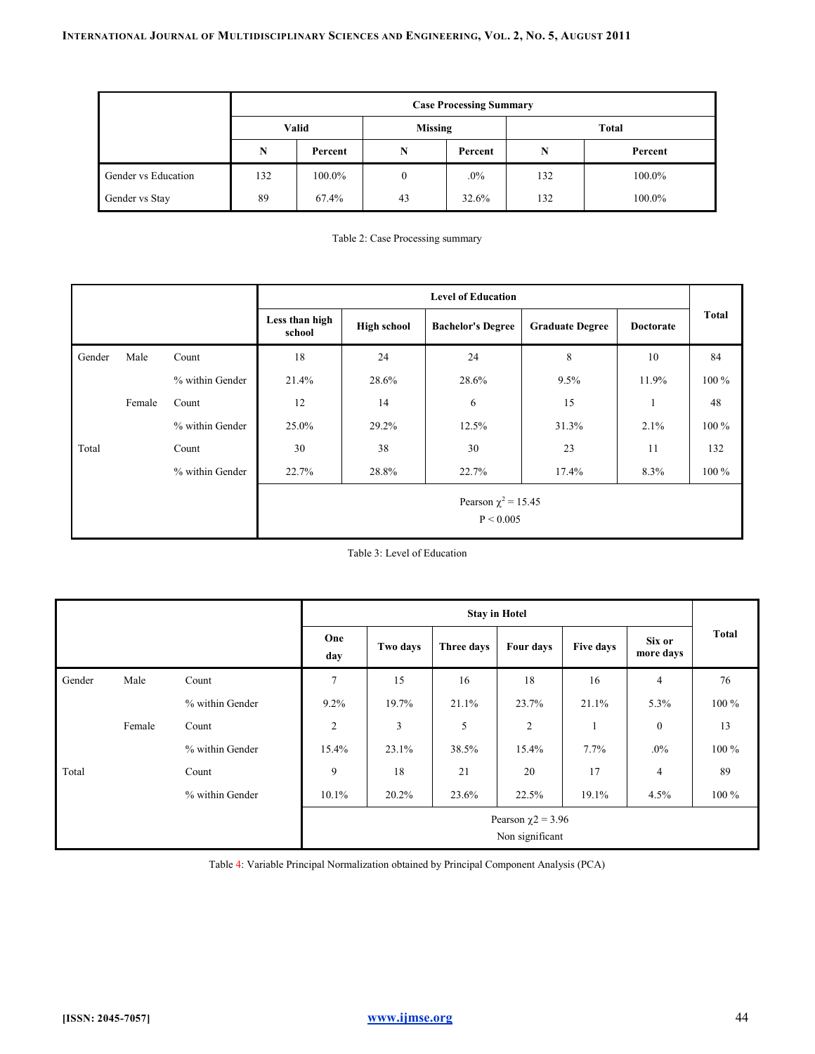| | Case Processing Summary | | | | | |
|---|---|---|---|---|---|---|
| | Valid | | Missing | | Total | |
| | N | Percent | N | Percent | N | Percent |
| Gender vs Education | 132 | 100.0% | 0 | .0% | 132 | 100.0% |
| Gender vs Stay | 89 | 67.4% | 43 | 32.6% | 132 | 100.0% |

Table 2: Case Processing summary

| | | | Level of Education | | | | | Total |
|---|---|---|---|---|---|---|---|---|
| | | | Less than high school | High school | Bachelor's Degree | Graduate Degree | Doctorate | |
| Gender | Male | Count | 18 | 24 | 24 | 8 | 10 | 84 |
| | | % within Gender | 21.4% | 28.6% | 28.6% | 9.5% | 11.9% | 100 % |
| | Female | Count | 12 | 14 | 6 | 15 | 1 | 48 |
| | | % within Gender | 25.0% | 29.2% | 12.5% | 31.3% | 2.1% | 100 % |
| Total | | Count | 30 | 38 | 30 | 23 | 11 | 132 |
| | | % within Gender | 22.7% | 28.8% | 22.7% | 17.4% | 8.3% | 100 % |
| | | | Pearson $\chi^2 = 15.45$ $P < 0.005$ | | | | | |

Table 3: Level of Education

| | | | Stay in Hotel | | | | | | Total |
|---|---|---|---|---|---|---|---|---|---|
| | | | One day | Two days | Three days | Four days | Five days | Six or more days | |
| Gender | Male | Count | 7 | 15 | 16 | 18 | 16 | 4 | 76 |
| | | % within Gender | 9.2% | 19.7% | 21.1% | 23.7% | 21.1% | 5.3% | 100 % |
| | Female | Count | 2 | 3 | 5 | 2 | 1 | 0 | 13 |
| | | % within Gender | 15.4% | 23.1% | 38.5% | 15.4% | 7.7% | .0% | 100 % |
| Total | | Count | 9 | 18 | 21 | 20 | 17 | 4 | 89 |
| | | % within Gender | 10.1% | 20.2% | 23.6% | 22.5% | 19.1% | 4.5% | 100 % |
| | | | Pearson $\chi 2 = 3.96$ Non significant | | | | | | |

Table 4: Variable Principal Normalization obtained by Principal Component Analysis (PCA)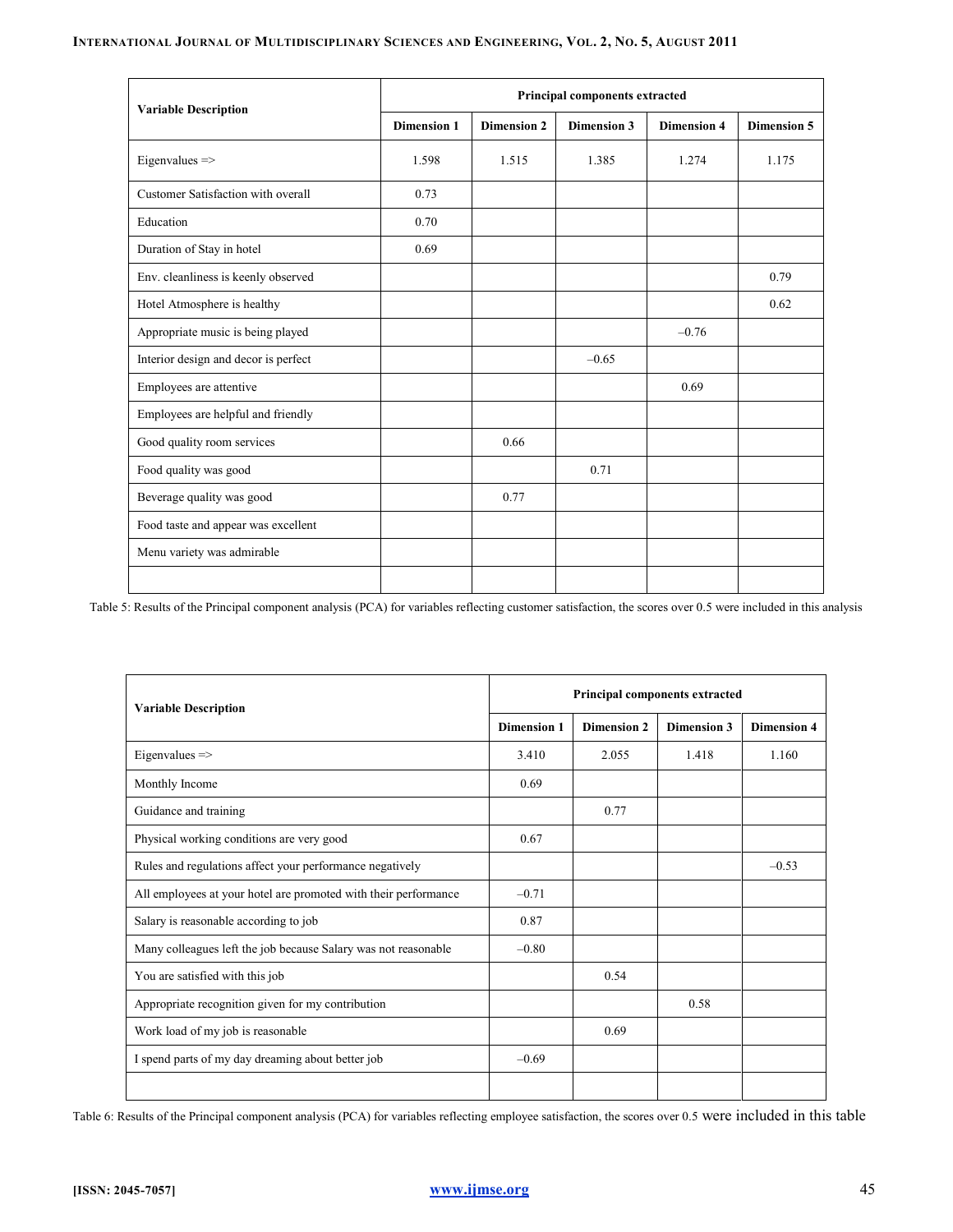| Variable Description | Principal components extracted | | | | |
|---|---|---|---|---|---|
| | Dimension 1 | Dimension 2 | Dimension 3 | Dimension 4 | Dimension 5 |
| Eigenvalues => | 1.598 | 1.515 | 1.385 | 1.274 | 1.175 |
| Customer Satisfaction with overall | 0.73 | | | | |
| Education | 0.70 | | | | |
| Duration of Stay in hotel | 0.69 | | | | |
| Env. cleanliness is keenly observed | | | | | 0.79 |
| Hotel Atmosphere is healthy | | | | | 0.62 |
| Appropriate music is being played | | | | –0.76 | |
| Interior design and decor is perfect | | | –0.65 | | |
| Employees are attentive | | | | 0.69 | |
| Employees are helpful and friendly | | | | | |
| Good quality room services | | 0.66 | | | |
| Food quality was good | | | 0.71 | | |
| Beverage quality was good | | 0.77 | | | |
| Food taste and appear was excellent | | | | | |
| Menu variety was admirable | | | | | |
| | | | | | |

Table 5: Results of the Principal component analysis (PCA) for variables reflecting customer satisfaction, the scores over 0.5 were included in this analysis

| Variable Description | Principal components extracted | | | |
|---|---|---|---|---|
| | Dimension 1 | Dimension 2 | Dimension 3 | Dimension 4 |
| Eigenvalues => | 3.410 | 2.055 | 1.418 | 1.160 |
| Monthly Income | 0.69 | | | |
| Guidance and training | | 0.77 | | |
| Physical working conditions are very good | 0.67 | | | |
| Rules and regulations affect your performance negatively | | | | –0.53 |
| All employees at your hotel are promoted with their performance | –0.71 | | | |
| Salary is reasonable according to job | 0.87 | | | |
| Many colleagues left the job because Salary was not reasonable | –0.80 | | | |
| You are satisfied with this job | | 0.54 | | |
| Appropriate recognition given for my contribution | | | 0.58 | |
| Work load of my job is reasonable | | 0.69 | | |
| I spend parts of my day dreaming about better job | –0.69 | | | |
| | | | | |

Table 6: Results of the Principal component analysis (PCA) for variables reflecting employee satisfaction, the scores over 0.5 were included in this table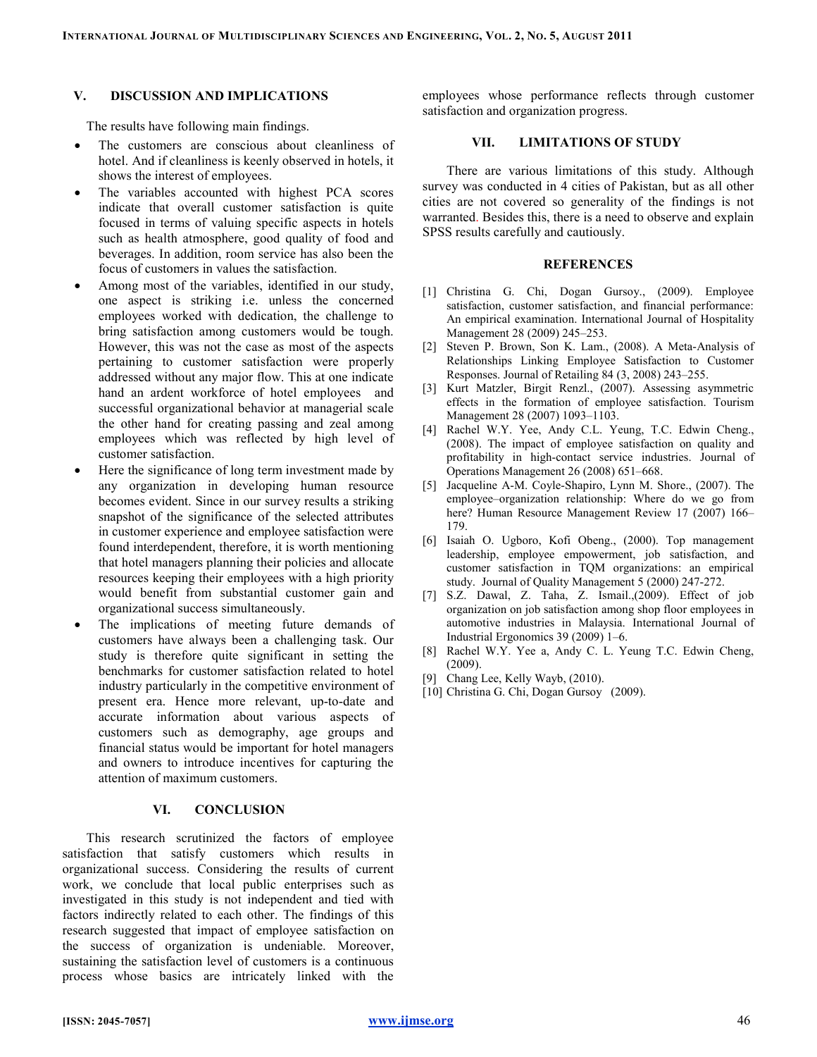## V. DISCUSSION AND IMPLICATIONS

The results have following main findings.

- The customers are conscious about cleanliness of hotel. And if cleanliness is keenly observed in hotels, it shows the interest of employees.
- The variables accounted with highest PCA scores indicate that overall customer satisfaction is quite focused in terms of valuing specific aspects in hotels such as health atmosphere, good quality of food and beverages. In addition, room service has also been the focus of customers in values the satisfaction.
- Among most of the variables, identified in our study, one aspect is striking i.e. unless the concerned employees worked with dedication, the challenge to bring satisfaction among customers would be tough. However, this was not the case as most of the aspects pertaining to customer satisfaction were properly addressed without any major flow. This at one indicate hand an ardent workforce of hotel employees and successful organizational behavior at managerial scale the other hand for creating passing and zeal among employees which was reflected by high level of customer satisfaction.
- Here the significance of long term investment made by any organization in developing human resource becomes evident. Since in our survey results a striking snapshot of the significance of the selected attributes in customer experience and employee satisfaction were found interdependent, therefore, it is worth mentioning that hotel managers planning their policies and allocate resources keeping their employees with a high priority would benefit from substantial customer gain and organizational success simultaneously.
- The implications of meeting future demands of customers have always been a challenging task. Our study is therefore quite significant in setting the benchmarks for customer satisfaction related to hotel industry particularly in the competitive environment of present era. Hence more relevant, up-to-date and accurate information about various aspects of customers such as demography, age groups and financial status would be important for hotel managers and owners to introduce incentives for capturing the attention of maximum customers.

## VI. CONCLUSION

This research scrutinized the factors of employee satisfaction that satisfy customers which results in organizational success. Considering the results of current work, we conclude that local public enterprises such as investigated in this study is not independent and tied with factors indirectly related to each other. The findings of this research suggested that impact of employee satisfaction on the success of organization is undeniable. Moreover, sustaining the satisfaction level of customers is a continuous process whose basics are intricately linked with the employees whose performance reflects through customer satisfaction and organization progress.

## VII. LIMITATIONS OF STUDY

There are various limitations of this study. Although survey was conducted in 4 cities of Pakistan, but as all other cities are not covered so generality of the findings is not warranted. Besides this, there is a need to observe and explain SPSS results carefully and cautiously.

## REFERENCES

[1] Christina G. Chi, Dogan Gursoy., (2009). Employee satisfaction, customer satisfaction, and financial performance: An empirical examination. International Journal of Hospitality Management 28 (2009) 245–253.

[2] Steven P. Brown, Son K. Lam., (2008). A Meta-Analysis of Relationships Linking Employee Satisfaction to Customer Responses. Journal of Retailing 84 (3, 2008) 243–255.

[3] Kurt Matzler, Birgit Renzl., (2007). Assessing asymmetric effects in the formation of employee satisfaction. Tourism Management 28 (2007) 1093–1103.

[4] Rachel W.Y. Yee, Andy C.L. Yeung, T.C. Edwin Cheng., (2008). The impact of employee satisfaction on quality and profitability in high-contact service industries. Journal of Operations Management 26 (2008) 651–668.

[5] Jacqueline A-M. Coyle-Shapiro, Lynn M. Shore., (2007). The employee–organization relationship: Where do we go from here? Human Resource Management Review 17 (2007) 166–179.

[6] Isaiah O. Ugboro, Kofi Obeng., (2000). Top management leadership, employee empowerment, job satisfaction, and customer satisfaction in TQM organizations: an empirical study. Journal of Quality Management 5 (2000) 247-272.

[7] S.Z. Dawal, Z. Taha, Z. Ismail.,(2009). Effect of job organization on job satisfaction among shop floor employees in automotive industries in Malaysia. International Journal of Industrial Ergonomics 39 (2009) 1–6.

[8] Rachel W.Y. Yee a, Andy C. L. Yeung T.C. Edwin Cheng, (2009).

[9] Chang Lee, Kelly Wayb, (2010).

[10] Christina G. Chi, Dogan Gursoy (2009).